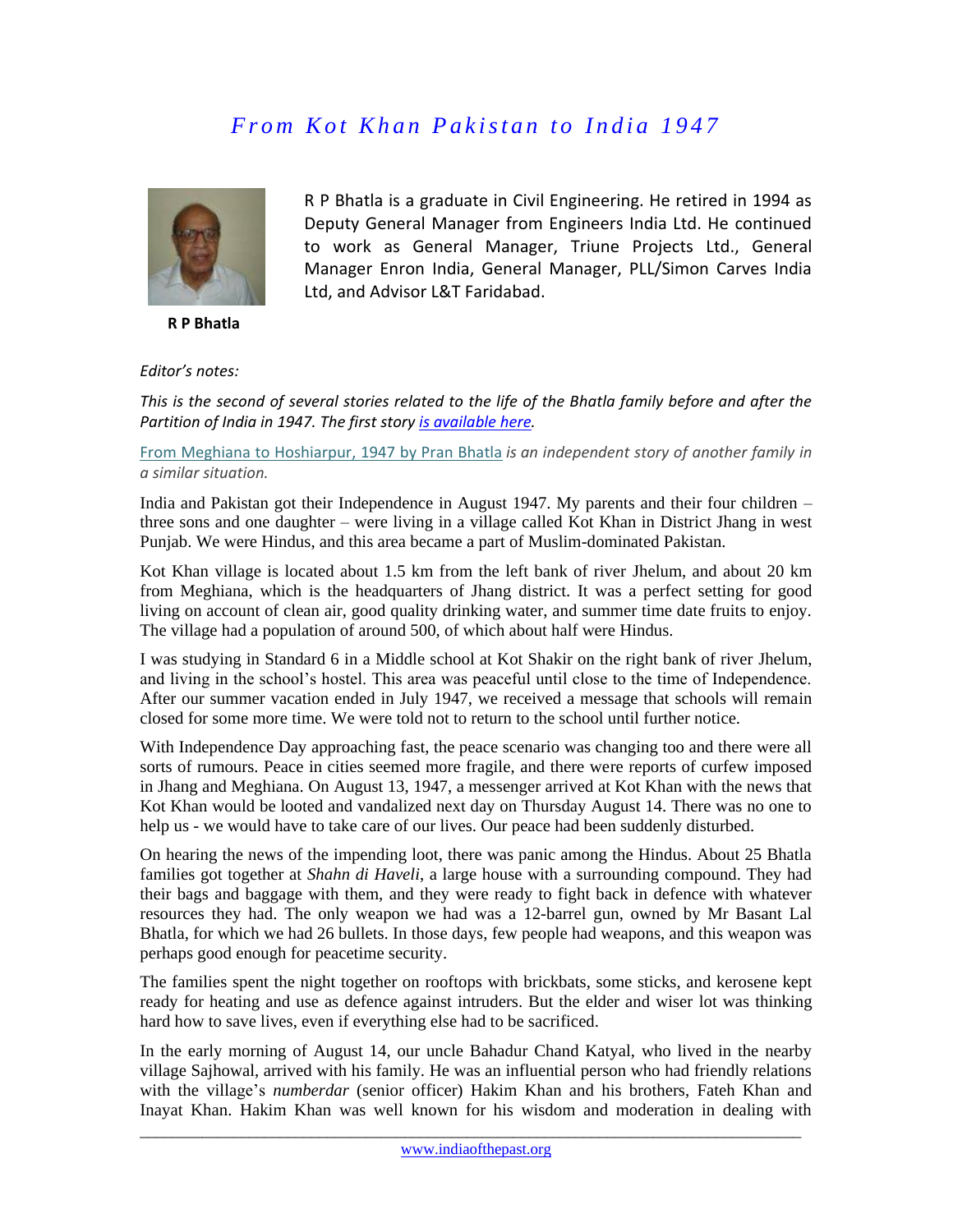# *From Kot Khan Pakistan to India 1947*

**R P Bhatla**

R P Bhatla is a graduate in Civil Engineering. He retired in 1994 as Deputy General Manager from Engineers India Ltd. He continued to work as General Manager, Triune Projects Ltd., General Manager Enron India, General Manager, PLL/Simon Carves India Ltd, and Advisor L&T Faridabad.

*Editor's notes:*

*This is the second of several stories related to the life of the Bhatla family before and after the Partition of India in 1947. The first story is available here.*

From Meghiana to Hoshiarpur, 1947 by Pran Bhatla *is an independent story of another family in a similar situation.*

India and Pakistan got their Independence in August 1947. My parents and their four children – three sons and one daughter – were living in a village called Kot Khan in District Jhang in west Punjab. We were Hindus, and this area became a part of Muslim-dominated Pakistan.

Kot Khan village is located about 1.5 km from the left bank of river Jhelum, and about 20 km from Meghiana, which is the headquarters of Jhang district. It was a perfect setting for good living on account of clean air, good quality drinking water, and summer time date fruits to enjoy. The village had a population of around 500, of which about half were Hindus.

I was studying in Standard 6 in a Middle school at Kot Shakir on the right bank of river Jhelum, and living in the school's hostel. This area was peaceful until close to the time of Independence. After our summer vacation ended in July 1947, we received a message that schools will remain closed for some more time. We were told not to return to the school until further notice.

With Independence Day approaching fast, the peace scenario was changing too and there were all sorts of rumours. Peace in cities seemed more fragile, and there were reports of curfew imposed in Jhang and Meghiana. On August 13, 1947, a messenger arrived at Kot Khan with the news that Kot Khan would be looted and vandalized next day on Thursday August 14. There was no one to help us - we would have to take care of our lives. Our peace had been suddenly disturbed.

On hearing the news of the impending loot, there was panic among the Hindus. About 25 Bhatla families got together at *Shahn di Haveli*, a large house with a surrounding compound. They had their bags and baggage with them, and they were ready to fight back in defence with whatever resources they had. The only weapon we had was a 12-barrel gun, owned by Mr Basant Lal Bhatla, for which we had 26 bullets. In those days, few people had weapons, and this weapon was perhaps good enough for peacetime security.

The families spent the night together on rooftops with brickbats, some sticks, and kerosene kept ready for heating and use as defence against intruders. But the elder and wiser lot was thinking hard how to save lives, even if everything else had to be sacrificed.

In the early morning of August 14, our uncle Bahadur Chand Katyal, who lived in the nearby village Sajhowal, arrived with his family. He was an influential person who had friendly relations with the village's *numberdar* (senior officer) Hakim Khan and his brothers, Fateh Khan and Inayat Khan. Hakim Khan was well known for his wisdom and moderation in dealing with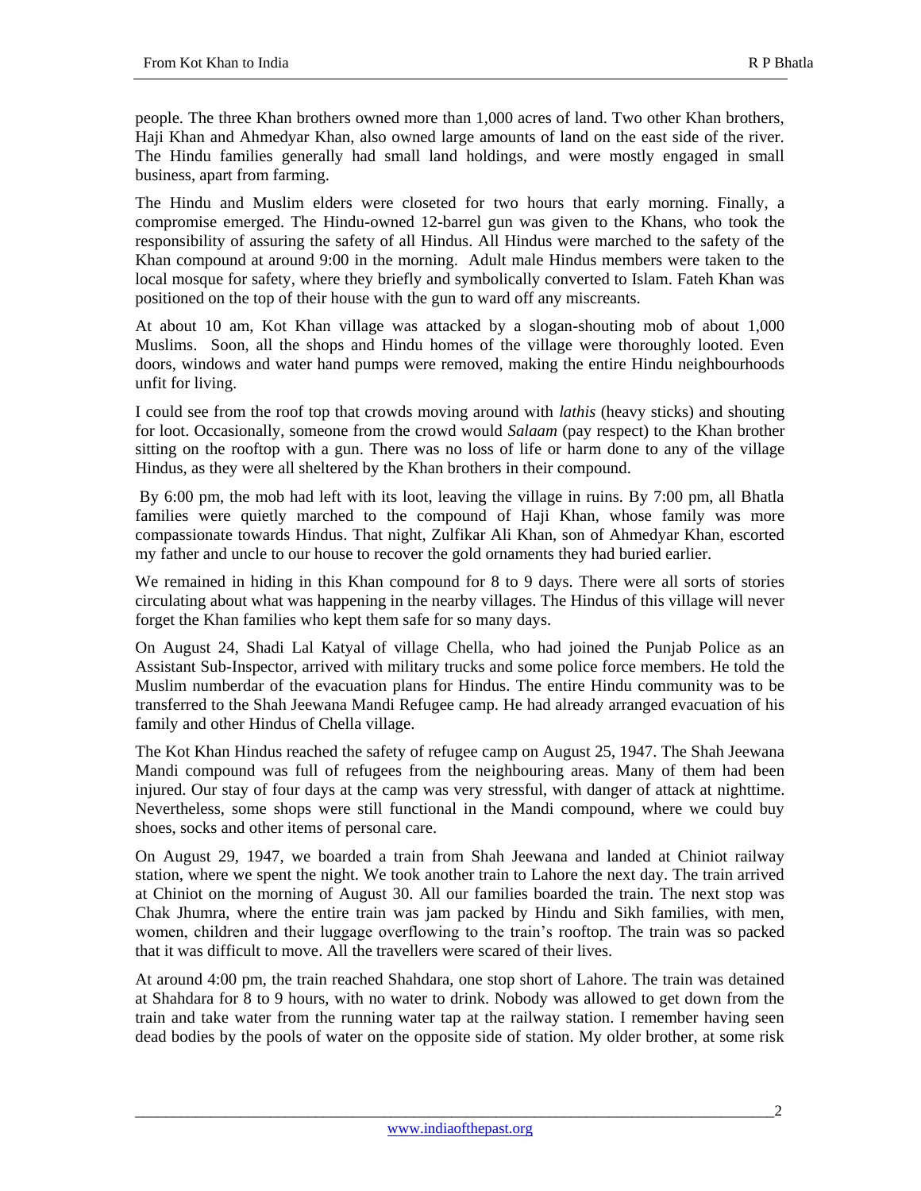people. The three Khan brothers owned more than 1,000 acres of land. Two other Khan brothers, Haji Khan and Ahmedyar Khan, also owned large amounts of land on the east side of the river. The Hindu families generally had small land holdings, and were mostly engaged in small business, apart from farming.

The Hindu and Muslim elders were closeted for two hours that early morning. Finally, a compromise emerged. The Hindu-owned 12-barrel gun was given to the Khans, who took the responsibility of assuring the safety of all Hindus. All Hindus were marched to the safety of the Khan compound at around 9:00 in the morning. Adult male Hindus members were taken to the local mosque for safety, where they briefly and symbolically converted to Islam. Fateh Khan was positioned on the top of their house with the gun to ward off any miscreants.

At about 10 am, Kot Khan village was attacked by a slogan-shouting mob of about 1,000 Muslims. Soon, all the shops and Hindu homes of the village were thoroughly looted. Even doors, windows and water hand pumps were removed, making the entire Hindu neighbourhoods unfit for living.

I could see from the roof top that crowds moving around with *lathis* (heavy sticks) and shouting for loot. Occasionally, someone from the crowd would *Salaam* (pay respect) to the Khan brother sitting on the rooftop with a gun. There was no loss of life or harm done to any of the village Hindus, as they were all sheltered by the Khan brothers in their compound.

By 6:00 pm, the mob had left with its loot, leaving the village in ruins. By 7:00 pm, all Bhatla families were quietly marched to the compound of Haji Khan, whose family was more compassionate towards Hindus. That night, Zulfikar Ali Khan, son of Ahmedyar Khan, escorted my father and uncle to our house to recover the gold ornaments they had buried earlier.

We remained in hiding in this Khan compound for 8 to 9 days. There were all sorts of stories circulating about what was happening in the nearby villages. The Hindus of this village will never forget the Khan families who kept them safe for so many days.

On August 24, Shadi Lal Katyal of village Chella, who had joined the Punjab Police as an Assistant Sub-Inspector, arrived with military trucks and some police force members. He told the Muslim numberdar of the evacuation plans for Hindus. The entire Hindu community was to be transferred to the Shah Jeewana Mandi Refugee camp. He had already arranged evacuation of his family and other Hindus of Chella village.

The Kot Khan Hindus reached the safety of refugee camp on August 25, 1947. The Shah Jeewana Mandi compound was full of refugees from the neighbouring areas. Many of them had been injured. Our stay of four days at the camp was very stressful, with danger of attack at nighttime. Nevertheless, some shops were still functional in the Mandi compound, where we could buy shoes, socks and other items of personal care.

On August 29, 1947, we boarded a train from Shah Jeewana and landed at Chiniot railway station, where we spent the night. We took another train to Lahore the next day. The train arrived at Chiniot on the morning of August 30. All our families boarded the train. The next stop was Chak Jhumra, where the entire train was jam packed by Hindu and Sikh families, with men, women, children and their luggage overflowing to the train's rooftop. The train was so packed that it was difficult to move. All the travellers were scared of their lives.

At around 4:00 pm, the train reached Shahdara, one stop short of Lahore. The train was detained at Shahdara for 8 to 9 hours, with no water to drink. Nobody was allowed to get down from the train and take water from the running water tap at the railway station. I remember having seen dead bodies by the pools of water on the opposite side of station. My older brother, at some risk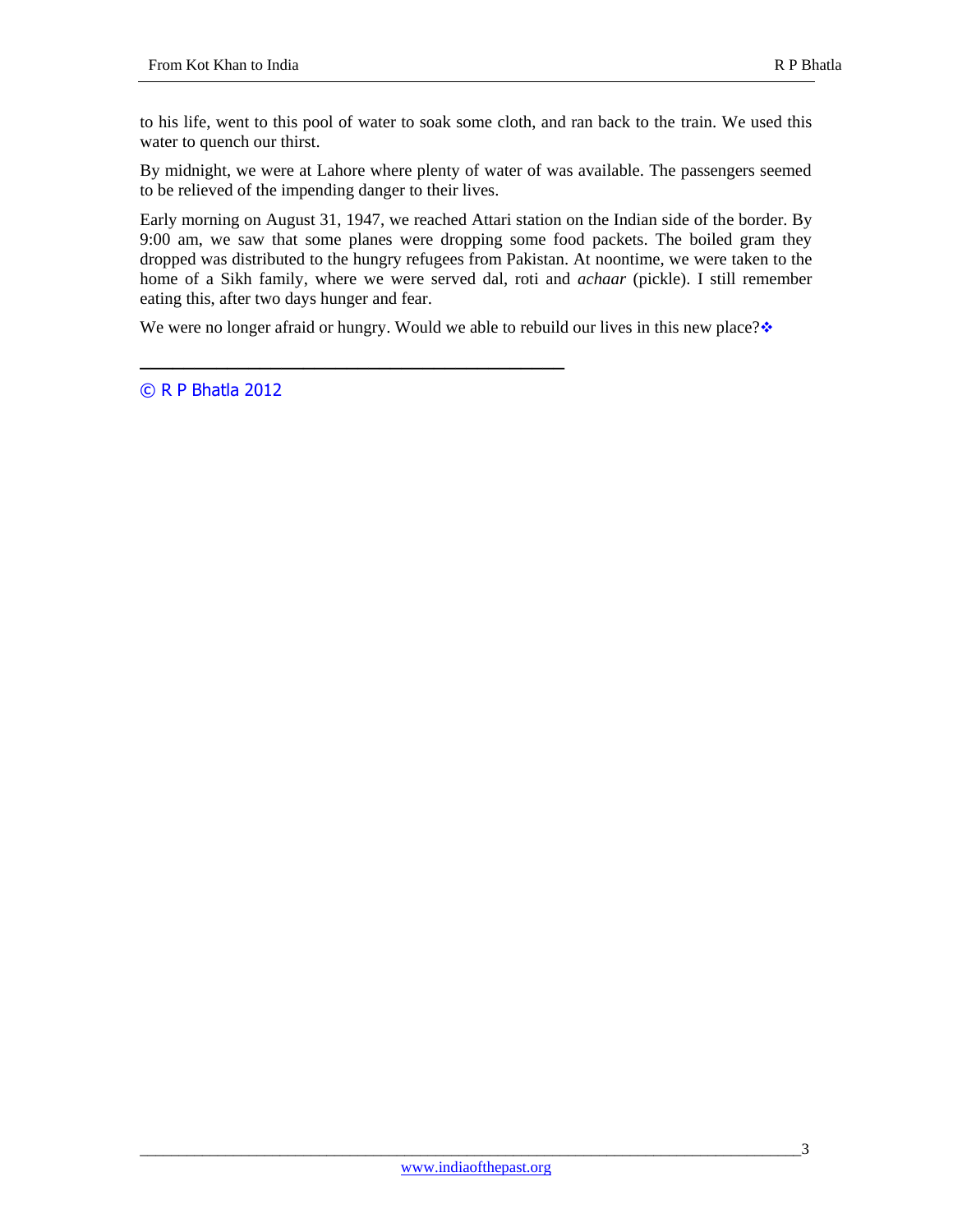to his life, went to this pool of water to soak some cloth, and ran back to the train. We used this water to quench our thirst.

By midnight, we were at Lahore where plenty of water of was available. The passengers seemed to be relieved of the impending danger to their lives.

Early morning on August 31, 1947, we reached Attari station on the Indian side of the border. By 9:00 am, we saw that some planes were dropping some food packets. The boiled gram they dropped was distributed to the hungry refugees from Pakistan. At noontime, we were taken to the home of a Sikh family, where we were served dal, roti and *achaar* (pickle). I still remember eating this, after two days hunger and fear.

We were no longer afraid or hungry. Would we able to rebuild our lives in this new place?❖

---

© R P Bhatla 2012